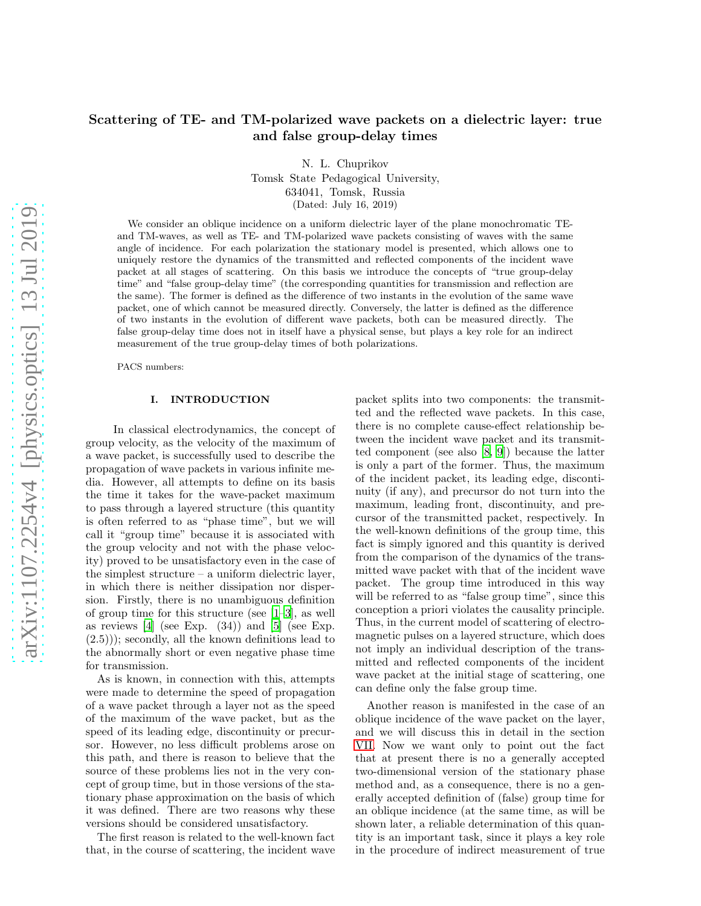# Scattering of TE- and TM-polarized wave packets on a dielectric layer: true and false group-delay times

N. L. Chuprikov
Tomsk State Pedagogical University,
634041, Tomsk, Russia
(Dated: July 16, 2019)

We consider an oblique incidence on a uniform dielectric layer of the plane monochromatic TE- and TM-waves, as well as TE- and TM-polarized wave packets consisting of waves with the same angle of incidence. For each polarization the stationary model is presented, which allows one to uniquely restore the dynamics of the transmitted and reflected components of the incident wave packet at all stages of scattering. On this basis we introduce the concepts of "true group-delay time" and "false group-delay time" (the corresponding quantities for transmission and reflection are the same). The former is defined as the difference of two instants in the evolution of the same wave packet, one of which cannot be measured directly. Conversely, the latter is defined as the difference of two instants in the evolution of different wave packets, both can be measured directly. The false group-delay time does not in itself have a physical sense, but plays a key role for an indirect measurement of the true group-delay times of both polarizations.

PACS numbers:

## I. INTRODUCTION

In classical electrodynamics, the concept of group velocity, as the velocity of the maximum of a wave packet, is successfully used to describe the propagation of wave packets in various infinite media. However, all attempts to define on its basis the time it takes for the wave-packet maximum to pass through a layered structure (this quantity is often referred to as "phase time", but we will call it "group time" because it is associated with the group velocity and not with the phase velocity) proved to be unsatisfactory even in the case of the simplest structure – a uniform dielectric layer, in which there is neither dissipation nor dispersion. Firstly, there is no unambiguous definition of group time for this structure (see [1–3], as well as reviews [4] (see Exp. (34)) and [5] (see Exp. (2.5))); secondly, all the known definitions lead to the abnormally short or even negative phase time for transmission.

As is known, in connection with this, attempts were made to determine the speed of propagation of a wave packet through a layer not as the speed of the maximum of the wave packet, but as the speed of its leading edge, discontinuity or precursor. However, no less difficult problems arose on this path, and there is reason to believe that the source of these problems lies not in the very concept of group time, but in those versions of the stationary phase approximation on the basis of which it was defined. There are two reasons why these versions should be considered unsatisfactory.

The first reason is related to the well-known fact that, in the course of scattering, the incident wave packet splits into two components: the transmitted and the reflected wave packets. In this case, there is no complete cause-effect relationship between the incident wave packet and its transmitted component (see also [8, 9]) because the latter is only a part of the former. Thus, the maximum of the incident packet, its leading edge, discontinuity (if any), and precursor do not turn into the maximum, leading front, discontinuity, and precursor of the transmitted packet, respectively. In the well-known definitions of the group time, this fact is simply ignored and this quantity is derived from the comparison of the dynamics of the transmitted wave packet with that of the incident wave packet. The group time introduced in this way will be referred to as "false group time", since this conception a priori violates the causality principle. Thus, in the current model of scattering of electromagnetic pulses on a layered structure, which does not imply an individual description of the transmitted and reflected components of the incident wave packet at the initial stage of scattering, one can define only the false group time.

Another reason is manifested in the case of an oblique incidence of the wave packet on the layer, and we will discuss this in detail in the section VII. Now we want only to point out the fact that at present there is no a generally accepted two-dimensional version of the stationary phase method and, as a consequence, there is no a generally accepted definition of (false) group time for an oblique incidence (at the same time, as will be shown later, a reliable determination of this quantity is an important task, since it plays a key role in the procedure of indirect measurement of true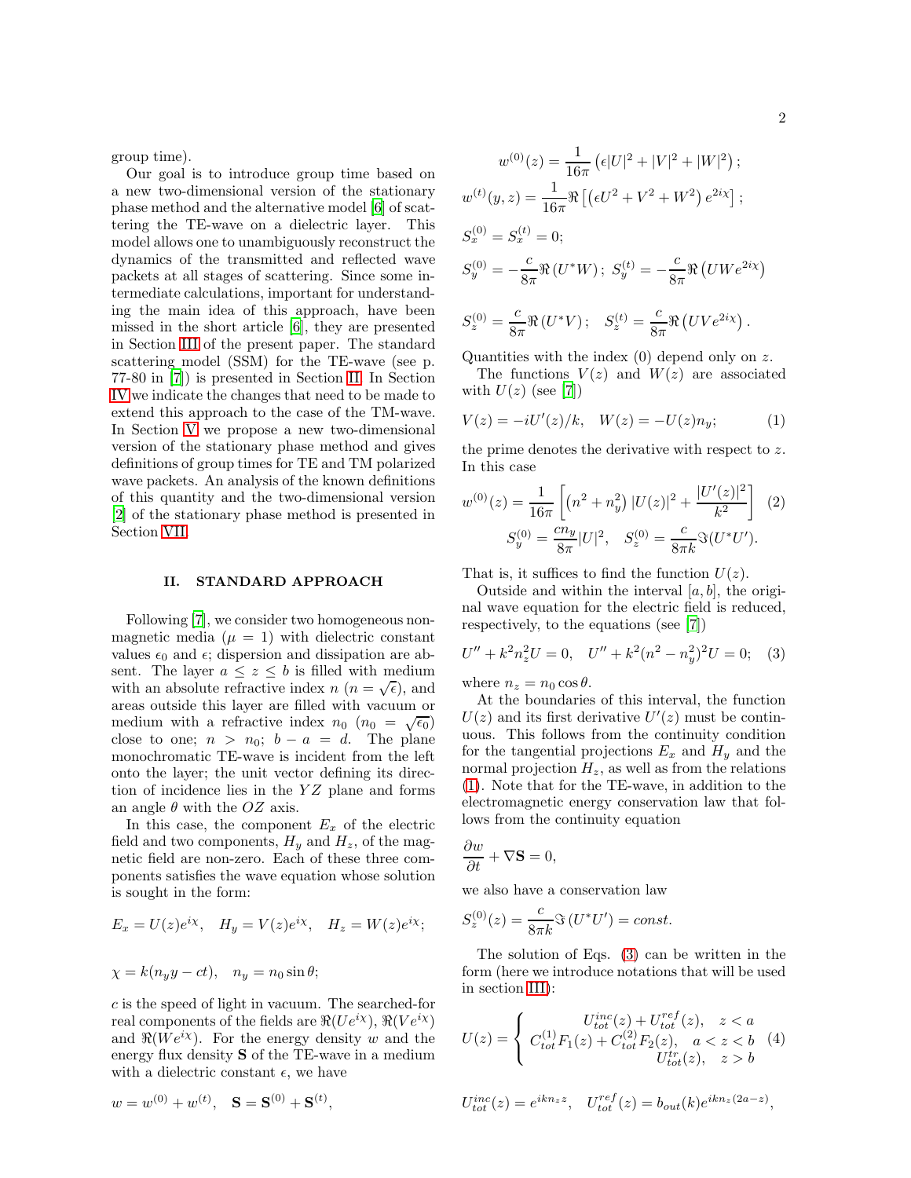group time).

Our goal is to introduce group time based on a new two-dimensional version of the stationary phase method and the alternative model [6] of scattering the TE-wave on a dielectric layer. This model allows one to unambiguously reconstruct the dynamics of the transmitted and reflected wave packets at all stages of scattering. Since some intermediate calculations, important for understanding the main idea of this approach, have been missed in the short article [6], they are presented in Section III of the present paper. The standard scattering model (SSM) for the TE-wave (see p. 77-80 in [7]) is presented in Section II. In Section IV we indicate the changes that need to be made to extend this approach to the case of the TM-wave. In Section V we propose a new two-dimensional version of the stationary phase method and gives definitions of group times for TE and TM polarized wave packets. An analysis of the known definitions of this quantity and the two-dimensional version [2] of the stationary phase method is presented in Section VII.

## II. STANDARD APPROACH

Following [7], we consider two homogeneous non-magnetic media ($\mu = 1$) with dielectric constant values $\epsilon_0$ and $\epsilon$; dispersion and dissipation are absent. The layer $a \leq z \leq b$ is filled with medium with an absolute refractive index $n$ ($n = \sqrt{\epsilon}$), and areas outside this layer are filled with vacuum or medium with a refractive index $n_0$ ($n_0 = \sqrt{\epsilon_0}$) close to one; $n > n_0$; $b - a = d$. The plane monochromatic TE-wave is incident from the left onto the layer; the unit vector defining its direction of incidence lies in the $YZ$ plane and forms an angle $\theta$ with the $OZ$ axis.

In this case, the component $E_x$ of the electric field and two components, $H_y$ and $H_z$, of the magnetic field are non-zero. Each of these three components satisfies the wave equation whose solution is sought in the form:

$$E_x = U(z)e^{i\chi}, \quad H_y = V(z)e^{i\chi}, \quad H_z = W(z)e^{i\chi};$$

$$\chi = k(n_y y - ct), \quad n_y = n_0 \sin\theta;$$

$c$ is the speed of light in vacuum. The searched-for real components of the fields are $\Re(Ue^{i\chi})$, $\Re(Ve^{i\chi})$ and $\Re(We^{i\chi})$. For the energy density $w$ and the energy flux density $\mathbf{S}$ of the TE-wave in a medium with a dielectric constant $\epsilon$, we have

$$w = w^{(0)} + w^{(t)}, \quad \mathbf{S} = \mathbf{S}^{(0)} + \mathbf{S}^{(t)},$$

$$w^{(0)}(z) = \frac{1}{16\pi}\left(\epsilon|U|^2 + |V|^2 + |W|^2\right);$$

$$w^{(t)}(y,z) = \frac{1}{16\pi}\Re\left[\left(\epsilon U^2 + V^2 + W^2\right)e^{2i\chi}\right];$$

$$S_x^{(0)} = S_x^{(t)} = 0;$$

$$S_y^{(0)} = -\frac{c}{8\pi}\Re\left(U^*W\right); \; S_y^{(t)} = -\frac{c}{8\pi}\Re\left(UWe^{2i\chi}\right)$$

$$S_z^{(0)} = \frac{c}{8\pi}\Re\left(U^*V\right); \quad S_z^{(t)} = \frac{c}{8\pi}\Re\left(UVe^{2i\chi}\right).$$

Quantities with the index (0) depend only on $z$.

The functions $V(z)$ and $W(z)$ are associated with $U(z)$ (see [7])

$$V(z) = -iU'(z)/k, \quad W(z) = -U(z)n_y; \tag{1}$$

the prime denotes the derivative with respect to $z$. In this case

$$w^{(0)}(z) = \frac{1}{16\pi}\left[\left(n^2 + n_y^2\right)|U(z)|^2 + \frac{|U'(z)|^2}{k^2}\right] \tag{2}$$
$$S_y^{(0)} = \frac{cn_y}{8\pi}|U|^2, \quad S_z^{(0)} = \frac{c}{8\pi k}\Im(U^*U').$$

That is, it suffices to find the function $U(z)$.

Outside and within the interval $[a,b]$, the original wave equation for the electric field is reduced, respectively, to the equations (see [7])

$$U'' + k^2 n_z^2 U = 0, \quad U'' + k^2(n^2 - n_y^2)^2 U = 0; \tag{3}$$

where $n_z = n_0 \cos\theta$.

At the boundaries of this interval, the function $U(z)$ and its first derivative $U'(z)$ must be continuous. This follows from the continuity condition for the tangential projections $E_x$ and $H_y$ and the normal projection $H_z$, as well as from the relations (1). Note that for the TE-wave, in addition to the electromagnetic energy conservation law that follows from the continuity equation

$$\frac{\partial w}{\partial t} + \nabla\mathbf{S} = 0,$$

we also have a conservation law

$$S_z^{(0)}(z) = \frac{c}{8\pi k}\Im\left(U^*U'\right) = const.$$

The solution of Eqs. (3) can be written in the form (here we introduce notations that will be used in section III):

$$U(z) = \begin{cases} U_{tot}^{inc}(z) + U_{tot}^{ref}(z), & z < a \\ C_{tot}^{(1)}F_1(z) + C_{tot}^{(2)}F_2(z), & a < z < b \\ U_{tot}^{tr}(z), & z > b \end{cases} \tag{4}$$

$$U_{tot}^{inc}(z) = e^{ikn_z z}, \quad U_{tot}^{ref}(z) = b_{out}(k)e^{ikn_z(2a-z)},$$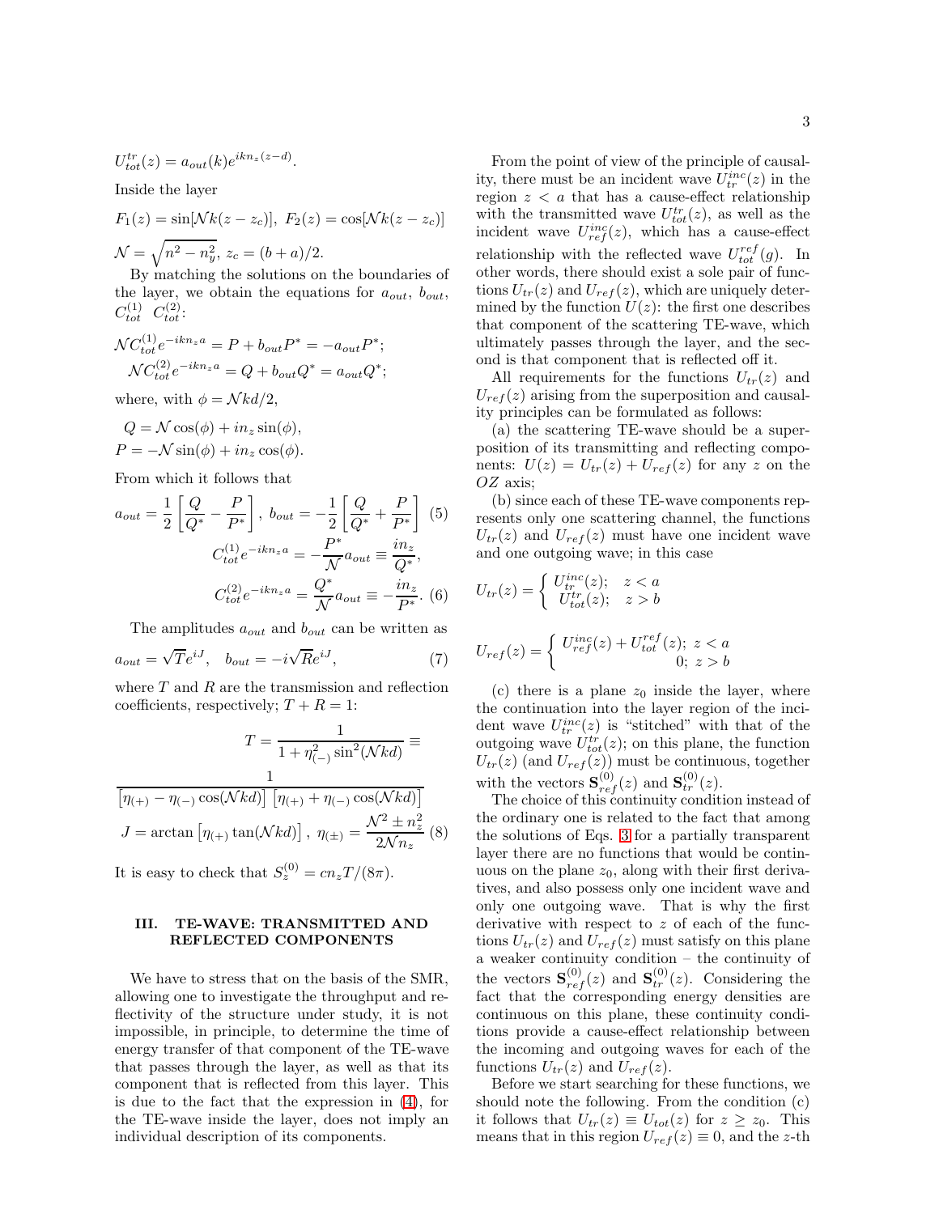$$U_{tot}^{tr}(z) = a_{out}(k) e^{ikn_z(z-d)}.$$

Inside the layer

$$F_1(z) = \sin[\mathcal{N}k(z-z_c)],\ F_2(z) = \cos[\mathcal{N}k(z-z_c)]$$

$$\mathcal{N} = \sqrt{n^2 - n_y^2},\ z_c = (b+a)/2.$$

By matching the solutions on the boundaries of the layer, we obtain the equations for $a_{out}$, $b_{out}$, $C_{tot}^{(1)}$ $C_{tot}^{(2)}$:

$$\mathcal{N}C_{tot}^{(1)} e^{-ikn_z a} = P + b_{out}P^* = -a_{out}P^*;$$
$$\mathcal{N}C_{tot}^{(2)} e^{-ikn_z a} = Q + b_{out}Q^* = a_{out}Q^*;$$

where, with $\phi = \mathcal{N}kd/2$,

$$Q = \mathcal{N}\cos(\phi) + in_z\sin(\phi),$$
$$P = -\mathcal{N}\sin(\phi) + in_z\cos(\phi).$$

From which it follows that

$$a_{out} = \frac{1}{2}\left[\frac{Q}{Q^*} - \frac{P}{P^*}\right],\ b_{out} = -\frac{1}{2}\left[\frac{Q}{Q^*} + \frac{P}{P^*}\right] \quad (5)$$

$$C_{tot}^{(1)} e^{-ikn_z a} = -\frac{P^*}{\mathcal{N}} a_{out} \equiv \frac{in_z}{Q^*},$$

$$C_{tot}^{(2)} e^{-ikn_z a} = \frac{Q^*}{\mathcal{N}} a_{out} \equiv -\frac{in_z}{P^*}. \quad (6)$$

The amplitudes $a_{out}$ and $b_{out}$ can be written as

$$a_{out} = \sqrt{T}e^{iJ}, \quad b_{out} = -i\sqrt{R}e^{iJ}, \quad (7)$$

where $T$ and $R$ are the transmission and reflection coefficients, respectively; $T + R = 1$:

$$T = \frac{1}{1 + \eta_{(-)}^2 \sin^2(\mathcal{N}kd)} \equiv$$
$$\frac{1}{\left[\eta_{(+)} - \eta_{(-)}\cos(\mathcal{N}kd)\right]\left[\eta_{(+)} + \eta_{(-)}\cos(\mathcal{N}kd)\right]}$$
$$J = \arctan\left[\eta_{(+)}\tan(\mathcal{N}kd)\right],\ \eta_{(\pm)} = \frac{\mathcal{N}^2 \pm n_z^2}{2\mathcal{N}n_z} \quad (8)$$

It is easy to check that $S_z^{(0)} = cn_zT/(8\pi)$.

## III. TE-WAVE: TRANSMITTED AND REFLECTED COMPONENTS

We have to stress that on the basis of the SMR, allowing one to investigate the throughput and reflectivity of the structure under study, it is not impossible, in principle, to determine the time of energy transfer of that component of the TE-wave that passes through the layer, as well as that its component that is reflected from this layer. This is due to the fact that the expression in (4), for the TE-wave inside the layer, does not imply an individual description of its components.

From the point of view of the principle of causality, there must be an incident wave $U_{tr}^{inc}(z)$ in the region $z < a$ that has a cause-effect relationship with the transmitted wave $U_{tot}^{tr}(z)$, as well as the incident wave $U_{ref}^{inc}(z)$, which has a cause-effect relationship with the reflected wave $U_{tot}^{ref}(g)$. In other words, there should exist a sole pair of functions $U_{tr}(z)$ and $U_{ref}(z)$, which are uniquely determined by the function $U(z)$: the first one describes that component of the scattering TE-wave, which ultimately passes through the layer, and the second is that component that is reflected off it.

All requirements for the functions $U_{tr}(z)$ and $U_{ref}(z)$ arising from the superposition and causality principles can be formulated as follows:

(a) the scattering TE-wave should be a superposition of its transmitting and reflecting components: $U(z) = U_{tr}(z) + U_{ref}(z)$ for any $z$ on the $OZ$ axis;

(b) since each of these TE-wave components represents only one scattering channel, the functions $U_{tr}(z)$ and $U_{ref}(z)$ must have one incident wave and one outgoing wave; in this case

$$U_{tr}(z) = \begin{cases} U_{tr}^{inc}(z); & z < a \\ U_{tot}^{tr}(z); & z > b \end{cases}$$

$$U_{ref}(z) = \begin{cases} U_{ref}^{inc}(z) + U_{tot}^{ref}(z); & z < a \\ 0; & z > b \end{cases}$$

(c) there is a plane $z_0$ inside the layer, where the continuation into the layer region of the incident wave $U_{tr}^{inc}(z)$ is "stitched" with that of the outgoing wave $U_{tot}^{tr}(z)$; on this plane, the function $U_{tr}(z)$ (and $U_{ref}(z)$) must be continuous, together with the vectors $\mathbf{S}_{ref}^{(0)}(z)$ and $\mathbf{S}_{tr}^{(0)}(z)$.

The choice of this continuity condition instead of the ordinary one is related to the fact that among the solutions of Eqs. 3 for a partially transparent layer there are no functions that would be continuous on the plane $z_0$, along with their first derivatives, and also possess only one incident wave and only one outgoing wave. That is why the first derivative with respect to $z$ of each of the functions $U_{tr}(z)$ and $U_{ref}(z)$ must satisfy on this plane a weaker continuity condition – the continuity of the vectors $\mathbf{S}_{ref}^{(0)}(z)$ and $\mathbf{S}_{tr}^{(0)}(z)$. Considering the fact that the corresponding energy densities are continuous on this plane, these continuity conditions provide a cause-effect relationship between the incoming and outgoing waves for each of the functions $U_{tr}(z)$ and $U_{ref}(z)$.

Before we start searching for these functions, we should note the following. From the condition (c) it follows that $U_{tr}(z) \equiv U_{tot}(z)$ for $z \geq z_0$. This means that in this region $U_{ref}(z) \equiv 0$, and the $z$-th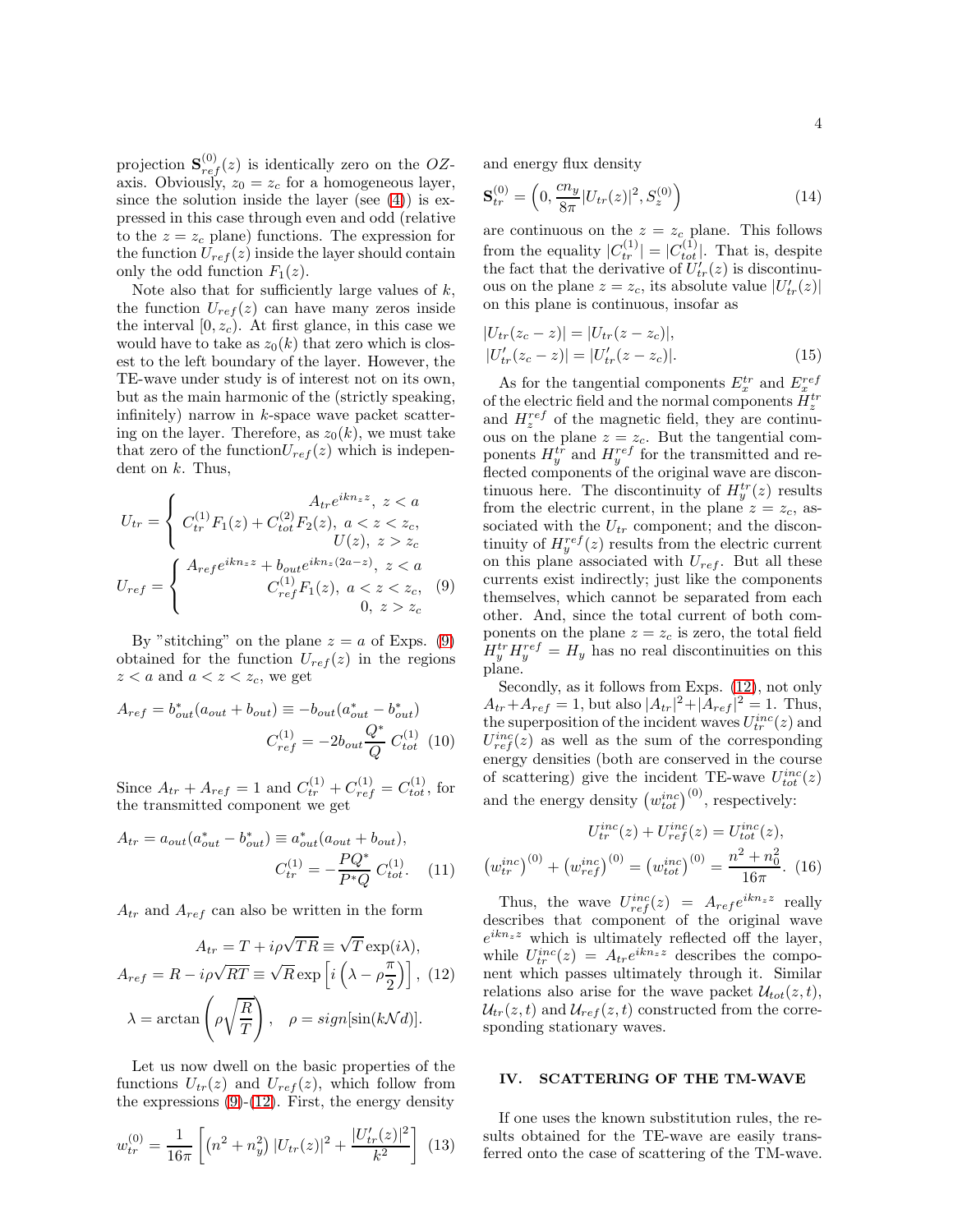projection $\mathbf{S}_{ref}^{(0)}(z)$ is identically zero on the $OZ$-axis. Obviously, $z_0 = z_c$ for a homogeneous layer, since the solution inside the layer (see (4)) is expressed in this case through even and odd (relative to the $z = z_c$ plane) functions. The expression for the function $U_{ref}(z)$ inside the layer should contain only the odd function $F_1(z)$.

Note also that for sufficiently large values of $k$, the function $U_{ref}(z)$ can have many zeros inside the interval $[0, z_c)$. At first glance, in this case we would have to take as $z_0(k)$ that zero which is closest to the left boundary of the layer. However, the TE-wave under study is of interest not on its own, but as the main harmonic of the (strictly speaking, infinitely) narrow in $k$-space wave packet scattering on the layer. Therefore, as $z_0(k)$, we must take that zero of the function$U_{ref}(z)$ which is independent on $k$. Thus,

$$U_{tr} = \left\{ \begin{array}{r} A_{tr}e^{ikn_z z},\ z < a \\ C_{tr}^{(1)}F_1(z) + C_{tot}^{(2)}F_2(z),\ a < z < z_c, \\ U(z),\ z > z_c \end{array} \right.$$

$$U_{ref} = \left\{ \begin{array}{r} A_{ref}e^{ikn_z z} + b_{out}e^{ikn_z(2a-z)},\ z < a \\ C_{ref}^{(1)}F_1(z),\ a < z < z_c, \\ 0,\ z > z_c \end{array} \right. \quad (9)$$

By "stitching" on the plane $z = a$ of Exps. (9) obtained for the function $U_{ref}(z)$ in the regions $z < a$ and $a < z < z_c$, we get

$$A_{ref} = b_{out}^*(a_{out} + b_{out}) \equiv -b_{out}(a_{out}^* - b_{out}^*)$$
$$C_{ref}^{(1)} = -2b_{out}\frac{Q^*}{Q}\, C_{tot}^{(1)} \quad (10)$$

Since $A_{tr} + A_{ref} = 1$ and $C_{tr}^{(1)} + C_{ref}^{(1)} = C_{tot}^{(1)}$, for the transmitted component we get

$$A_{tr} = a_{out}(a_{out}^* - b_{out}^*) \equiv a_{out}^*(a_{out} + b_{out}),$$
$$C_{tr}^{(1)} = -\frac{PQ^*}{P^*Q}\, C_{tot}^{(1)}. \quad (11)$$

$A_{tr}$ and $A_{ref}$ can also be written in the form

$$A_{tr} = T + i\rho\sqrt{TR} \equiv \sqrt{T}\exp(i\lambda),$$
$$A_{ref} = R - i\rho\sqrt{RT} \equiv \sqrt{R}\exp\left[i\left(\lambda - \rho\frac{\pi}{2}\right)\right], \quad (12)$$
$$\lambda = \arctan\left(\rho\sqrt{\frac{R}{T}}\right), \quad \rho = sign[\sin(k\mathcal{N}d)].$$

Let us now dwell on the basic properties of the functions $U_{tr}(z)$ and $U_{ref}(z)$, which follow from the expressions (9)-(12). First, the energy density

$$w_{tr}^{(0)} = \frac{1}{16\pi}\left[\left(n^2 + n_y^2\right)|U_{tr}(z)|^2 + \frac{|U'_{tr}(z)|^2}{k^2}\right] \quad (13)$$

and energy flux density

$$\mathbf{S}_{tr}^{(0)} = \left(0, \frac{cn_y}{8\pi}|U_{tr}(z)|^2, S_z^{(0)}\right) \quad (14)$$

are continuous on the $z = z_c$ plane. This follows from the equality $|C_{tr}^{(1)}| = |C_{tot}^{(1)}|$. That is, despite the fact that the derivative of $U'_{tr}(z)$ is discontinuous on the plane $z = z_c$, its absolute value $|U'_{tr}(z)|$ on this plane is continuous, insofar as

$$|U_{tr}(z_c - z)| = |U_{tr}(z - z_c)|,$$
$$|U'_{tr}(z_c - z)| = |U'_{tr}(z - z_c)|. \quad (15)$$

As for the tangential components $E_x^{tr}$ and $E_x^{ref}$ of the electric field and the normal components $H_z^{tr}$ and $H_z^{ref}$ of the magnetic field, they are continuous on the plane $z = z_c$. But the tangential components $H_y^{tr}$ and $H_y^{ref}$ for the transmitted and reflected components of the original wave are discontinuous here. The discontinuity of $H_y^{tr}(z)$ results from the electric current, in the plane $z = z_c$, associated with the $U_{tr}$ component; and the discontinuity of $H_y^{ref}(z)$ results from the electric current on this plane associated with $U_{ref}$. But all these currents exist indirectly; just like the components themselves, which cannot be separated from each other. And, since the total current of both components on the plane $z = z_c$ is zero, the total field $H_y^{tr}H_y^{ref} = H_y$ has no real discontinuities on this plane.

Secondly, as it follows from Exps. (12), not only $A_{tr} + A_{ref} = 1$, but also $|A_{tr}|^2 + |A_{ref}|^2 = 1$. Thus, the superposition of the incident waves $U_{tr}^{inc}(z)$ and $U_{ref}^{inc}(z)$ as well as the sum of the corresponding energy densities (both are conserved in the course of scattering) give the incident TE-wave $U_{tot}^{inc}(z)$ and the energy density $\left(w_{tot}^{inc}\right)^{(0)}$, respectively:

$$U_{tr}^{inc}(z) + U_{ref}^{inc}(z) = U_{tot}^{inc}(z),$$
$$\left(w_{tr}^{inc}\right)^{(0)} + \left(w_{ref}^{inc}\right)^{(0)} = \left(w_{tot}^{inc}\right)^{(0)} = \frac{n^2 + n_0^2}{16\pi}. \quad (16)$$

Thus, the wave $U_{ref}^{inc}(z) = A_{ref}e^{ikn_z z}$ really describes that component of the original wave $e^{ikn_z z}$ which is ultimately reflected off the layer, while $U_{tr}^{inc}(z) = A_{tr}e^{ikn_z z}$ describes the component which passes ultimately through it. Similar relations also arise for the wave packet $\mathcal{U}_{tot}(z,t)$, $\mathcal{U}_{tr}(z,t)$ and $\mathcal{U}_{ref}(z,t)$ constructed from the corresponding stationary waves.

## IV. SCATTERING OF THE TM-WAVE

If one uses the known substitution rules, the results obtained for the TE-wave are easily transferred onto the case of scattering of the TM-wave.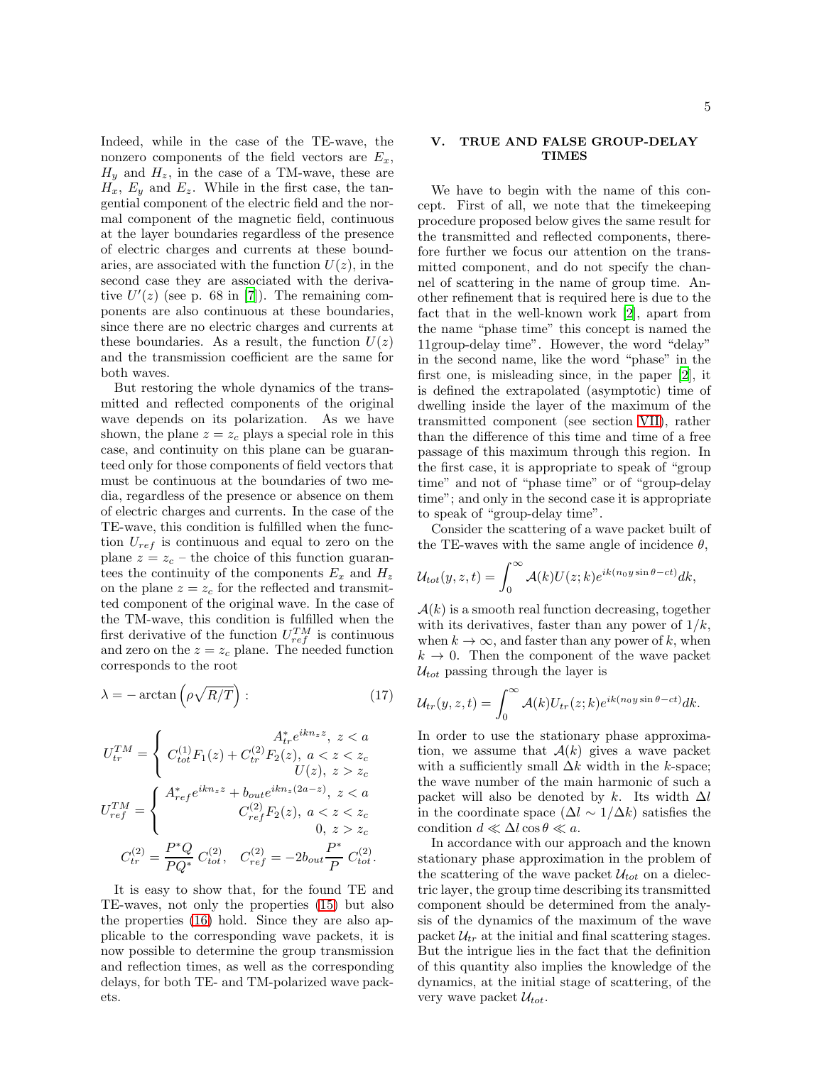Indeed, while in the case of the TE-wave, the nonzero components of the field vectors are $E_x$, $H_y$ and $H_z$, in the case of a TM-wave, these are $H_x$, $E_y$ and $E_z$. While in the first case, the tangential component of the electric field and the normal component of the magnetic field, continuous at the layer boundaries regardless of the presence of electric charges and currents at these boundaries, are associated with the function $U(z)$, in the second case they are associated with the derivative $U'(z)$ (see p. 68 in [7]). The remaining components are also continuous at these boundaries, since there are no electric charges and currents at these boundaries. As a result, the function $U(z)$ and the transmission coefficient are the same for both waves.

But restoring the whole dynamics of the transmitted and reflected components of the original wave depends on its polarization. As we have shown, the plane $z = z_c$ plays a special role in this case, and continuity on this plane can be guaranteed only for those components of field vectors that must be continuous at the boundaries of two media, regardless of the presence or absence on them of electric charges and currents. In the case of the TE-wave, this condition is fulfilled when the function $U_{ref}$ is continuous and equal to zero on the plane $z = z_c$ – the choice of this function guarantees the continuity of the components $E_x$ and $H_z$ on the plane $z = z_c$ for the reflected and transmitted component of the original wave. In the case of the TM-wave, this condition is fulfilled when the first derivative of the function $U^{TM}_{ref}$ is continuous and zero on the $z = z_c$ plane. The needed function corresponds to the root

$$\lambda = -\arctan\left(\rho\sqrt{R/T}\right) : \tag{17}$$

$$U^{TM}_{tr} = \begin{cases} A^*_{tr}e^{ikn_z z}, \; z < a \\ C^{(1)}_{tot}F_1(z) + C^{(2)}_{tr}F_2(z), \; a < z < z_c \\ U(z), \; z > z_c \end{cases}$$

$$U^{TM}_{ref} = \begin{cases} A^*_{ref}e^{ikn_z z} + b_{out}e^{ikn_z(2a-z)}, \; z < a \\ C^{(2)}_{ref}F_2(z), \; a < z < z_c \\ 0, \; z > z_c \end{cases}$$

$$C^{(2)}_{tr} = \frac{P^*Q}{PQ^*}\, C^{(2)}_{tot}, \quad C^{(2)}_{ref} = -2b_{out}\frac{P^*}{P}\, C^{(2)}_{tot}.$$

It is easy to show that, for the found TE and TE-waves, not only the properties (15) but also the properties (16) hold. Since they are also applicable to the corresponding wave packets, it is now possible to determine the group transmission and reflection times, as well as the corresponding delays, for both TE- and TM-polarized wave packets.

## V. TRUE AND FALSE GROUP-DELAY TIMES

We have to begin with the name of this concept. First of all, we note that the timekeeping procedure proposed below gives the same result for the transmitted and reflected components, therefore further we focus our attention on the transmitted component, and do not specify the channel of scattering in the name of group time. Another refinement that is required here is due to the fact that in the well-known work [2], apart from the name "phase time" this concept is named the 11group-delay time". However, the word "delay" in the second name, like the word "phase" in the first one, is misleading since, in the paper [2], it is defined the extrapolated (asymptotic) time of dwelling inside the layer of the maximum of the transmitted component (see section VII), rather than the difference of this time and time of a free passage of this maximum through this region. In the first case, it is appropriate to speak of "group time" and not of "phase time" or of "group-delay time"; and only in the second case it is appropriate to speak of "group-delay time".

Consider the scattering of a wave packet built of the TE-waves with the same angle of incidence $\theta$,

$$\mathcal{U}_{tot}(y, z, t) = \int_0^\infty \mathcal{A}(k)U(z; k)e^{ik(n_0 y \sin\theta - ct)}dk,$$

$\mathcal{A}(k)$ is a smooth real function decreasing, together with its derivatives, faster than any power of $1/k$, when $k \to \infty$, and faster than any power of $k$, when $k \to 0$. Then the component of the wave packet $\mathcal{U}_{tot}$ passing through the layer is

$$\mathcal{U}_{tr}(y, z, t) = \int_0^\infty \mathcal{A}(k)U_{tr}(z; k)e^{ik(n_0 y \sin\theta - ct)}dk.$$

In order to use the stationary phase approximation, we assume that $\mathcal{A}(k)$ gives a wave packet with a sufficiently small $\Delta k$ width in the $k$-space; the wave number of the main harmonic of such a packet will also be denoted by $k$. Its width $\Delta l$ in the coordinate space ($\Delta l \sim 1/\Delta k$) satisfies the condition $d \ll \Delta l \cos\theta \ll a$.

In accordance with our approach and the known stationary phase approximation in the problem of the scattering of the wave packet $\mathcal{U}_{tot}$ on a dielectric layer, the group time describing its transmitted component should be determined from the analysis of the dynamics of the maximum of the wave packet $\mathcal{U}_{tr}$ at the initial and final scattering stages. But the intrigue lies in the fact that the definition of this quantity also implies the knowledge of the dynamics, at the initial stage of scattering, of the very wave packet $\mathcal{U}_{tot}$.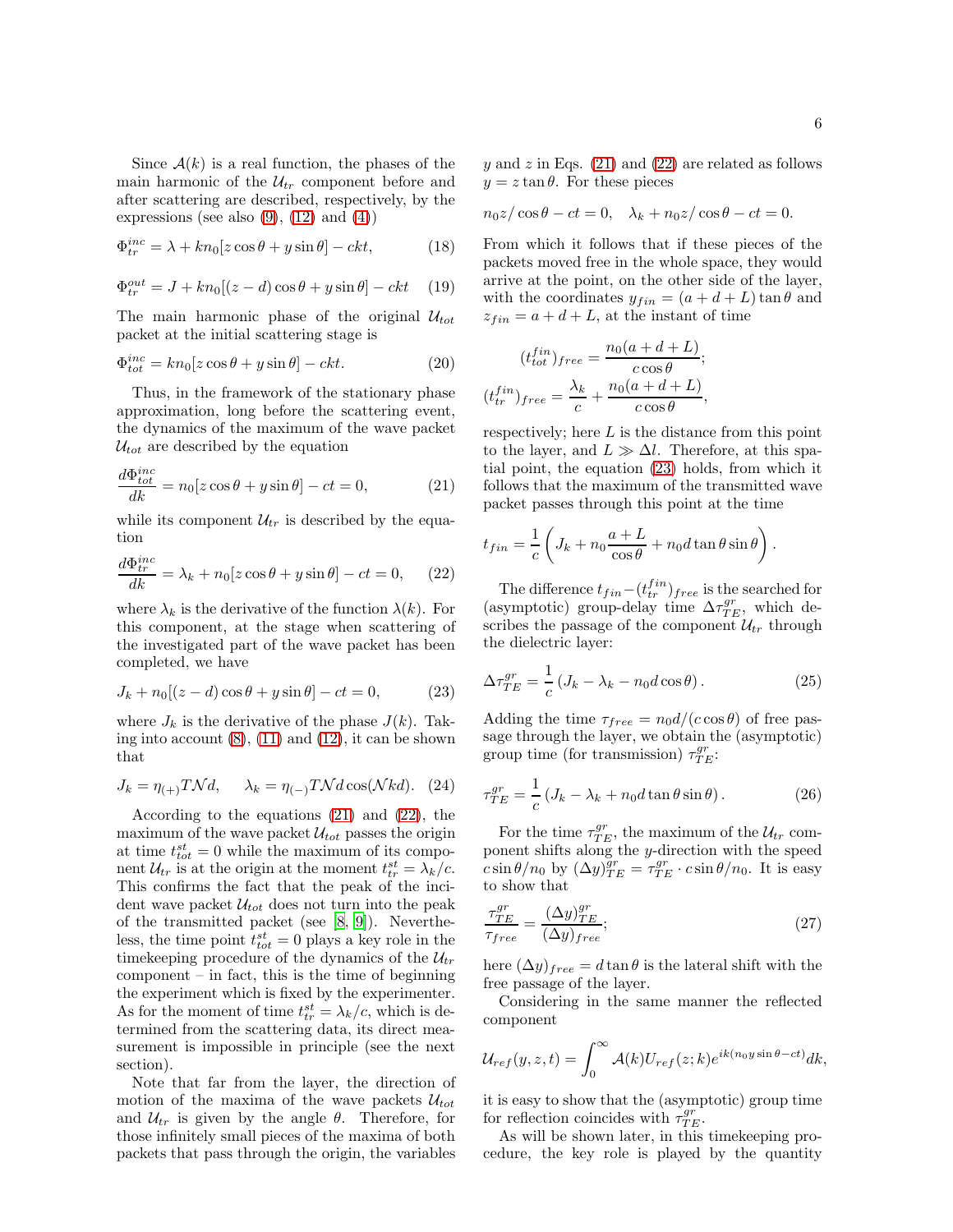Since $\mathcal{A}(k)$ is a real function, the phases of the main harmonic of the $\mathcal{U}_{tr}$ component before and after scattering are described, respectively, by the expressions (see also (9), (12) and (4))

$$\Phi_{tr}^{inc} = \lambda + kn_0[z\cos\theta + y\sin\theta] - ckt, \tag{18}$$

$$\Phi_{tr}^{out} = J + kn_0[(z-d)\cos\theta + y\sin\theta] - ckt \tag{19}$$

The main harmonic phase of the original $\mathcal{U}_{tot}$ packet at the initial scattering stage is

$$\Phi_{tot}^{inc} = kn_0[z\cos\theta + y\sin\theta] - ckt. \tag{20}$$

Thus, in the framework of the stationary phase approximation, long before the scattering event, the dynamics of the maximum of the wave packet $\mathcal{U}_{tot}$ are described by the equation

$$\frac{d\Phi_{tot}^{inc}}{dk} = n_0[z\cos\theta + y\sin\theta] - ct = 0, \tag{21}$$

while its component $\mathcal{U}_{tr}$ is described by the equation

$$\frac{d\Phi_{tr}^{inc}}{dk} = \lambda_k + n_0[z\cos\theta + y\sin\theta] - ct = 0, \tag{22}$$

where $\lambda_k$ is the derivative of the function $\lambda(k)$. For this component, at the stage when scattering of the investigated part of the wave packet has been completed, we have

$$J_k + n_0[(z-d)\cos\theta + y\sin\theta] - ct = 0, \tag{23}$$

where $J_k$ is the derivative of the phase $J(k)$. Taking into account (8), (11) and (12), it can be shown that

$$J_k = \eta_{(+)}T\mathcal{N}d, \qquad \lambda_k = \eta_{(-)}T\mathcal{N}d\cos(\mathcal{N}kd). \tag{24}$$

According to the equations (21) and (22), the maximum of the wave packet $\mathcal{U}_{tot}$ passes the origin at time $t_{tot}^{st} = 0$ while the maximum of its component $\mathcal{U}_{tr}$ is at the origin at the moment $t_{tr}^{st} = \lambda_k/c$. This confirms the fact that the peak of the incident wave packet $\mathcal{U}_{tot}$ does not turn into the peak of the transmitted packet (see [8, 9]). Nevertheless, the time point $t_{tot}^{st} = 0$ plays a key role in the timekeeping procedure of the dynamics of the $\mathcal{U}_{tr}$ component – in fact, this is the time of beginning the experiment which is fixed by the experimenter. As for the moment of time $t_{tr}^{st} = \lambda_k/c$, which is determined from the scattering data, its direct measurement is impossible in principle (see the next section).

Note that far from the layer, the direction of motion of the maxima of the wave packets $\mathcal{U}_{tot}$ and $\mathcal{U}_{tr}$ is given by the angle $\theta$. Therefore, for those infinitely small pieces of the maxima of both packets that pass through the origin, the variables $y$ and $z$ in Eqs. (21) and (22) are related as follows $y = z\tan\theta$. For these pieces

$$n_0 z/\cos\theta - ct = 0, \quad \lambda_k + n_0 z/\cos\theta - ct = 0.$$

From which it follows that if these pieces of the packets moved free in the whole space, they would arrive at the point, on the other side of the layer, with the coordinates $y_{fin} = (a+d+L)\tan\theta$ and $z_{fin} = a+d+L$, at the instant of time

$$(t_{tot}^{fin})_{free} = \frac{n_0(a+d+L)}{c\cos\theta};$$
$$(t_{tr}^{fin})_{free} = \frac{\lambda_k}{c} + \frac{n_0(a+d+L)}{c\cos\theta},$$

respectively; here $L$ is the distance from this point to the layer, and $L \gg \Delta l$. Therefore, at this spatial point, the equation (23) holds, from which it follows that the maximum of the transmitted wave packet passes through this point at the time

$$t_{fin} = \frac{1}{c}\left(J_k + n_0\frac{a+L}{\cos\theta} + n_0 d\tan\theta\sin\theta\right).$$

The difference $t_{fin} - (t_{tr}^{fin})_{free}$ is the searched for (asymptotic) group-delay time $\Delta\tau_{TE}^{gr}$, which describes the passage of the component $\mathcal{U}_{tr}$ through the dielectric layer:

$$\Delta\tau_{TE}^{gr} = \frac{1}{c}\left(J_k - \lambda_k - n_0 d\cos\theta\right). \tag{25}$$

Adding the time $\tau_{free} = n_0 d/(c\cos\theta)$ of free passage through the layer, we obtain the (asymptotic) group time (for transmission) $\tau_{TE}^{gr}$:

$$\tau_{TE}^{gr} = \frac{1}{c}\left(J_k - \lambda_k + n_0 d\tan\theta\sin\theta\right). \tag{26}$$

For the time $\tau_{TE}^{gr}$, the maximum of the $\mathcal{U}_{tr}$ component shifts along the $y$-direction with the speed $c\sin\theta/n_0$ by $(\Delta y)_{TE}^{gr} = \tau_{TE}^{gr}\cdot c\sin\theta/n_0$. It is easy to show that

$$\frac{\tau_{TE}^{gr}}{\tau_{free}} = \frac{(\Delta y)_{TE}^{gr}}{(\Delta y)_{free}}; \tag{27}$$

here $(\Delta y)_{free} = d\tan\theta$ is the lateral shift with the free passage of the layer.

Considering in the same manner the reflected component

$$\mathcal{U}_{ref}(y,z,t) = \int_0^\infty \mathcal{A}(k)U_{ref}(z;k)e^{ik(n_0 y\sin\theta - ct)}dk,$$

it is easy to show that the (asymptotic) group time for reflection coincides with $\tau_{TE}^{gr}$.

As will be shown later, in this timekeeping procedure, the key role is played by the quantity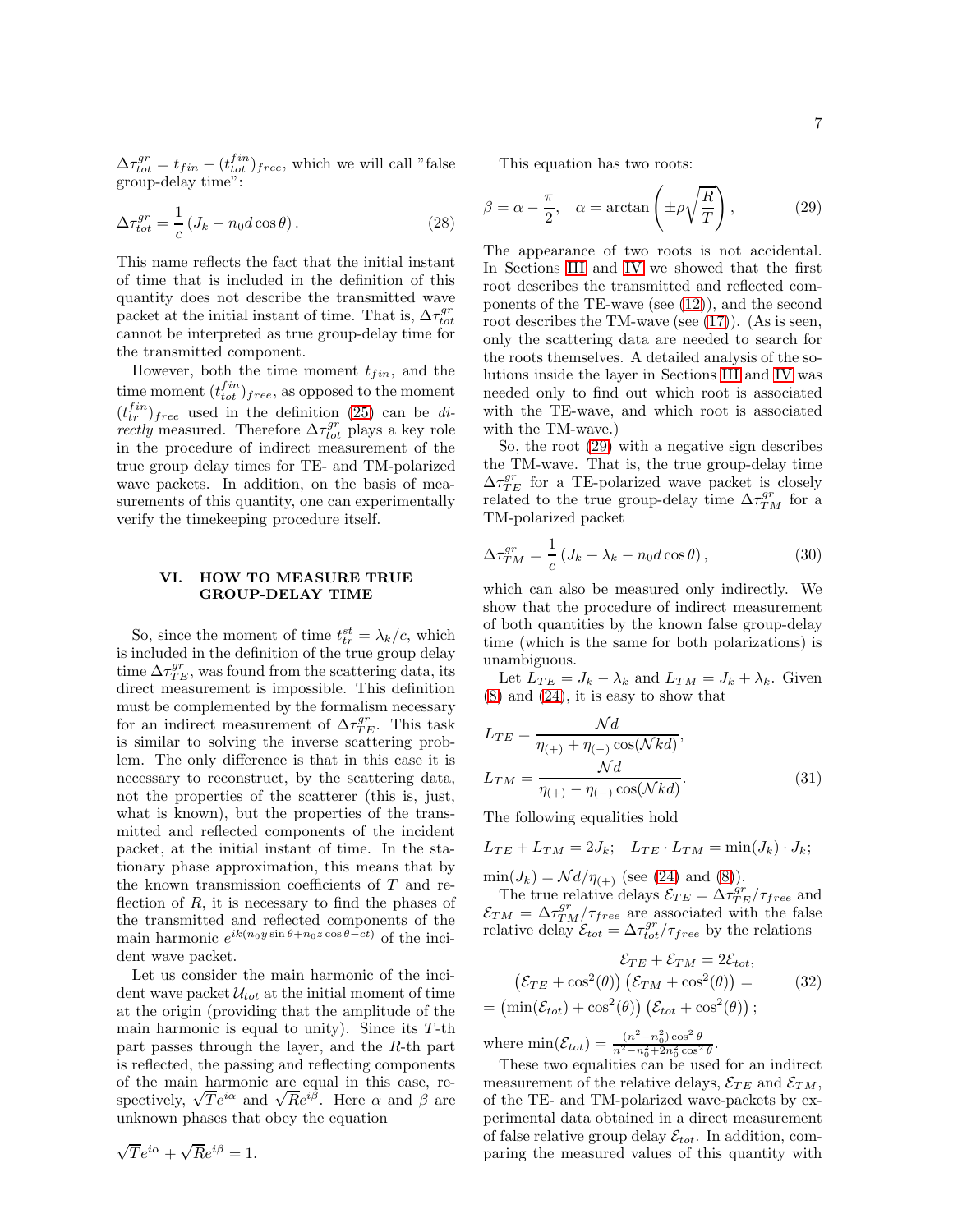$\Delta\tau_{tot}^{gr} = t_{fin} - (t_{tot}^{fin})_{free}$, which we will call "false group-delay time":

$$\Delta\tau_{tot}^{gr} = \frac{1}{c}\left(J_k - n_0 d\cos\theta\right). \tag{28}$$

This name reflects the fact that the initial instant of time that is included in the definition of this quantity does not describe the transmitted wave packet at the initial instant of time. That is, $\Delta\tau_{tot}^{gr}$ cannot be interpreted as true group-delay time for the transmitted component.

However, both the time moment $t_{fin}$, and the time moment $(t_{tot}^{fin})_{free}$, as opposed to the moment $(t_{tr}^{fin})_{free}$ used in the definition (25) can be *directly* measured. Therefore $\Delta\tau_{tot}^{gr}$ plays a key role in the procedure of indirect measurement of the true group delay times for TE- and TM-polarized wave packets. In addition, on the basis of measurements of this quantity, one can experimentally verify the timekeeping procedure itself.

## VI. HOW TO MEASURE TRUE GROUP-DELAY TIME

So, since the moment of time $t_{tr}^{st} = \lambda_k/c$, which is included in the definition of the true group delay time $\Delta\tau_{TE}^{gr}$, was found from the scattering data, its direct measurement is impossible. This definition must be complemented by the formalism necessary for an indirect measurement of $\Delta\tau_{TE}^{gr}$. This task is similar to solving the inverse scattering problem. The only difference is that in this case it is necessary to reconstruct, by the scattering data, not the properties of the scatterer (this is, just, what is known), but the properties of the transmitted and reflected components of the incident packet, at the initial instant of time. In the stationary phase approximation, this means that by the known transmission coefficients of $T$ and reflection of $R$, it is necessary to find the phases of the transmitted and reflected components of the main harmonic $e^{ik(n_0 y\sin\theta + n_0 z\cos\theta - ct)}$ of the incident wave packet.

Let us consider the main harmonic of the incident wave packet $\mathcal{U}_{tot}$ at the initial moment of time at the origin (providing that the amplitude of the main harmonic is equal to unity). Since its $T$-th part passes through the layer, and the $R$-th part is reflected, the passing and reflecting components of the main harmonic are equal in this case, respectively, $\sqrt{T}e^{i\alpha}$ and $\sqrt{R}e^{i\beta}$. Here $\alpha$ and $\beta$ are unknown phases that obey the equation

$$\sqrt{T}e^{i\alpha} + \sqrt{R}e^{i\beta} = 1.$$

This equation has two roots:

$$\beta = \alpha - \frac{\pi}{2}, \quad \alpha = \arctan\left(\pm\rho\sqrt{\frac{R}{T}}\right), \tag{29}$$

The appearance of two roots is not accidental. In Sections III and IV we showed that the first root describes the transmitted and reflected components of the TE-wave (see (12)), and the second root describes the TM-wave (see (17)). (As is seen, only the scattering data are needed to search for the roots themselves. A detailed analysis of the solutions inside the layer in Sections III and IV was needed only to find out which root is associated with the TE-wave, and which root is associated with the TM-wave.)

So, the root (29) with a negative sign describes the TM-wave. That is, the true group-delay time $\Delta\tau_{TE}^{gr}$ for a TE-polarized wave packet is closely related to the true group-delay time $\Delta\tau_{TM}^{gr}$ for a TM-polarized packet

$$\Delta\tau_{TM}^{gr} = \frac{1}{c}\left(J_k + \lambda_k - n_0 d\cos\theta\right), \tag{30}$$

which can also be measured only indirectly. We show that the procedure of indirect measurement of both quantities by the known false group-delay time (which is the same for both polarizations) is unambiguous.

Let $L_{TE} = J_k - \lambda_k$ and $L_{TM} = J_k + \lambda_k$. Given (8) and (24), it is easy to show that

$$L_{TE} = \frac{\mathcal{N}d}{\eta_{(+)} + \eta_{(-)}\cos(\mathcal{N}kd)},$$
$$L_{TM} = \frac{\mathcal{N}d}{\eta_{(+)} - \eta_{(-)}\cos(\mathcal{N}kd)}. \tag{31}$$

The following equalities hold

$$L_{TE} + L_{TM} = 2J_k; \quad L_{TE}\cdot L_{TM} = \min(J_k)\cdot J_k;$$

$\min(J_k) = \mathcal{N}d/\eta_{(+)}$ (see (24) and (8)).

The true relative delays $\mathcal{E}_{TE} = \Delta\tau_{TE}^{gr}/\tau_{free}$ and $\mathcal{E}_{TM} = \Delta\tau_{TM}^{gr}/\tau_{free}$ are associated with the false relative delay $\mathcal{E}_{tot} = \Delta\tau_{tot}^{gr}/\tau_{free}$ by the relations

$$\begin{gathered}\mathcal{E}_{TE} + \mathcal{E}_{TM} = 2\mathcal{E}_{tot},\\ \left(\mathcal{E}_{TE} + \cos^2(\theta)\right)\left(\mathcal{E}_{TM} + \cos^2(\theta)\right) = \\ = \left(\min(\mathcal{E}_{tot}) + \cos^2(\theta)\right)\left(\mathcal{E}_{tot} + \cos^2(\theta)\right);\end{gathered} \tag{32}$$

where $\min(\mathcal{E}_{tot}) = \frac{(n^2 - n_0^2)\cos^2\theta}{n^2 - n_0^2 + 2n_0^2\cos^2\theta}$.

These two equalities can be used for an indirect measurement of the relative delays, $\mathcal{E}_{TE}$ and $\mathcal{E}_{TM}$, of the TE- and TM-polarized wave-packets by experimental data obtained in a direct measurement of false relative group delay $\mathcal{E}_{tot}$. In addition, comparing the measured values of this quantity with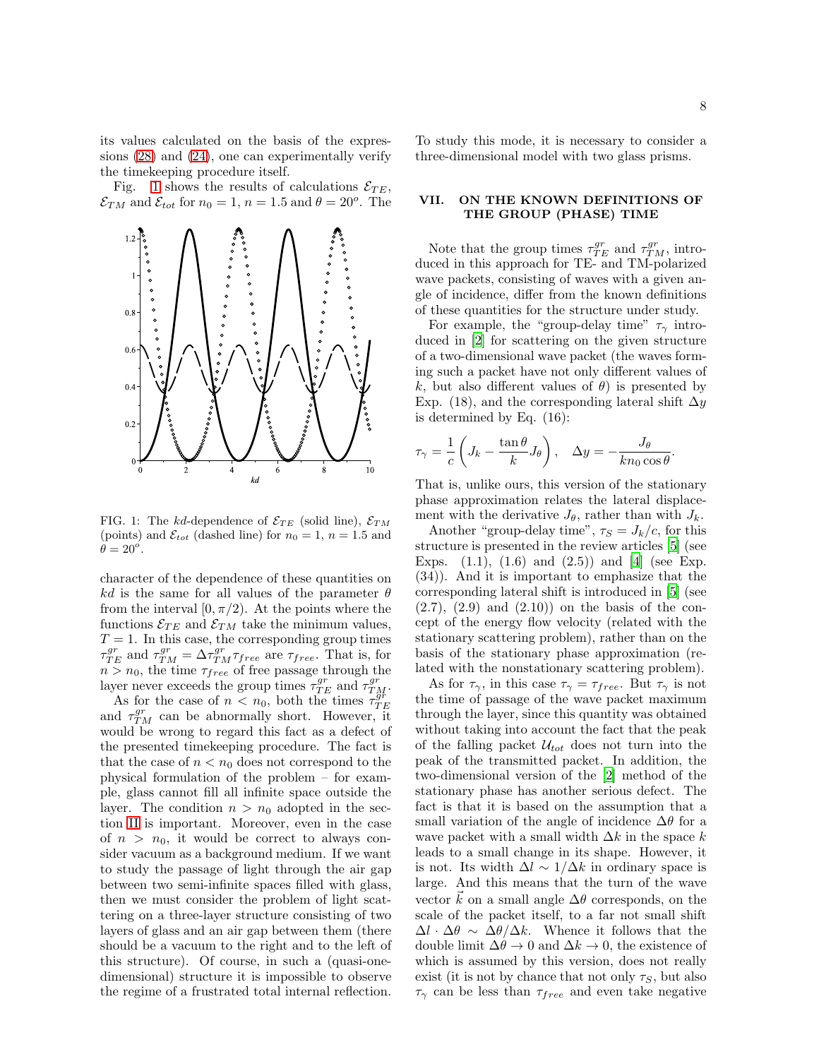its values calculated on the basis of the expressions (28) and (24), one can experimentally verify the timekeeping procedure itself.

Fig. 1 shows the results of calculations $\mathcal{E}_{TE}$, $\mathcal{E}_{TM}$ and $\mathcal{E}_{tot}$ for $n_0 = 1$, $n = 1.5$ and $\theta = 20^o$. The character of the dependence of these quantities on $kd$ is the same for all values of the parameter $\theta$ from the interval $[0, \pi/2)$. At the points where the functions $\mathcal{E}_{TE}$ and $\mathcal{E}_{TM}$ take the minimum values, $T = 1$. In this case, the corresponding group times $\tau_{TE}^{gr}$ and $\tau_{TM}^{gr} = \Delta\tau_{TM}^{gr}\tau_{free}$ are $\tau_{free}$. That is, for $n > n_0$, the time $\tau_{free}$ of free passage through the layer never exceeds the group times $\tau_{TE}^{gr}$ and $\tau_{TM}^{gr}$.

FIG. 1: The $kd$-dependence of $\mathcal{E}_{TE}$ (solid line), $\mathcal{E}_{TM}$ (points) and $\mathcal{E}_{tot}$ (dashed line) for $n_0 = 1$, $n = 1.5$ and $\theta = 20^o$.

As for the case of $n < n_0$, both the times $\tau_{TE}^{gr}$ and $\tau_{TM}^{gr}$ can be abnormally short. However, it would be wrong to regard this fact as a defect of the presented timekeeping procedure. The fact is that the case of $n < n_0$ does not correspond to the physical formulation of the problem – for example, glass cannot fill all infinite space outside the layer. The condition $n > n_0$ adopted in the section II is important. Moreover, even in the case of $n > n_0$, it would be correct to always consider vacuum as a background medium. If we want to study the passage of light through the air gap between two semi-infinite spaces filled with glass, then we must consider the problem of light scattering on a three-layer structure consisting of two layers of glass and an air gap between them (there should be a vacuum to the right and to the left of this structure). Of course, in such a (quasi-one-dimensional) structure it is impossible to observe the regime of a frustrated total internal reflection. To study this mode, it is necessary to consider a three-dimensional model with two glass prisms.

## VII. ON THE KNOWN DEFINITIONS OF THE GROUP (PHASE) TIME

Note that the group times $\tau_{TE}^{gr}$ and $\tau_{TM}^{gr}$, introduced in this approach for TE- and TM-polarized wave packets, consisting of waves with a given angle of incidence, differ from the known definitions of these quantities for the structure under study.

For example, the "group-delay time" $\tau_\gamma$ introduced in [2] for scattering on the given structure of a two-dimensional wave packet (the waves forming such a packet have not only different values of $k$, but also different values of $\theta$) is presented by Exp. (18), and the corresponding lateral shift $\Delta y$ is determined by Eq. (16):

$$\tau_\gamma = \frac{1}{c}\left(J_k - \frac{\tan\theta}{k}J_\theta\right), \quad \Delta y = -\frac{J_\theta}{kn_0\cos\theta}.$$

That is, unlike ours, this version of the stationary phase approximation relates the lateral displacement with the derivative $J_\theta$, rather than with $J_k$.

Another "group-delay time", $\tau_S = J_k/c$, for this structure is presented in the review articles [5] (see Exps. (1.1), (1.6) and (2.5)) and [4] (see Exp. (34)). And it is important to emphasize that the corresponding lateral shift is introduced in [5] (see (2.7), (2.9) and (2.10)) on the basis of the concept of the energy flow velocity (related with the stationary scattering problem), rather than on the basis of the stationary phase approximation (related with the nonstationary scattering problem).

As for $\tau_\gamma$, in this case $\tau_\gamma = \tau_{free}$. But $\tau_\gamma$ is not the time of passage of the wave packet maximum through the layer, since this quantity was obtained without taking into account the fact that the peak of the falling packet $\mathcal{U}_{tot}$ does not turn into the peak of the transmitted packet. In addition, the two-dimensional version of the [2] method of the stationary phase has another serious defect. The fact is that it is based on the assumption that a small variation of the angle of incidence $\Delta\theta$ for a wave packet with a small width $\Delta k$ in the space $k$ leads to a small change in its shape. However, it is not. Its width $\Delta l \sim 1/\Delta k$ in ordinary space is large. And this means that the turn of the wave vector $\vec{k}$ on a small angle $\Delta\theta$ corresponds, on the scale of the packet itself, to a far not small shift $\Delta l \cdot \Delta\theta \sim \Delta\theta/\Delta k$. Whence it follows that the double limit $\Delta\theta \to 0$ and $\Delta k \to 0$, the existence of which is assumed by this version, does not really exist (it is not by chance that not only $\tau_S$, but also $\tau_\gamma$ can be less than $\tau_{free}$ and even take negative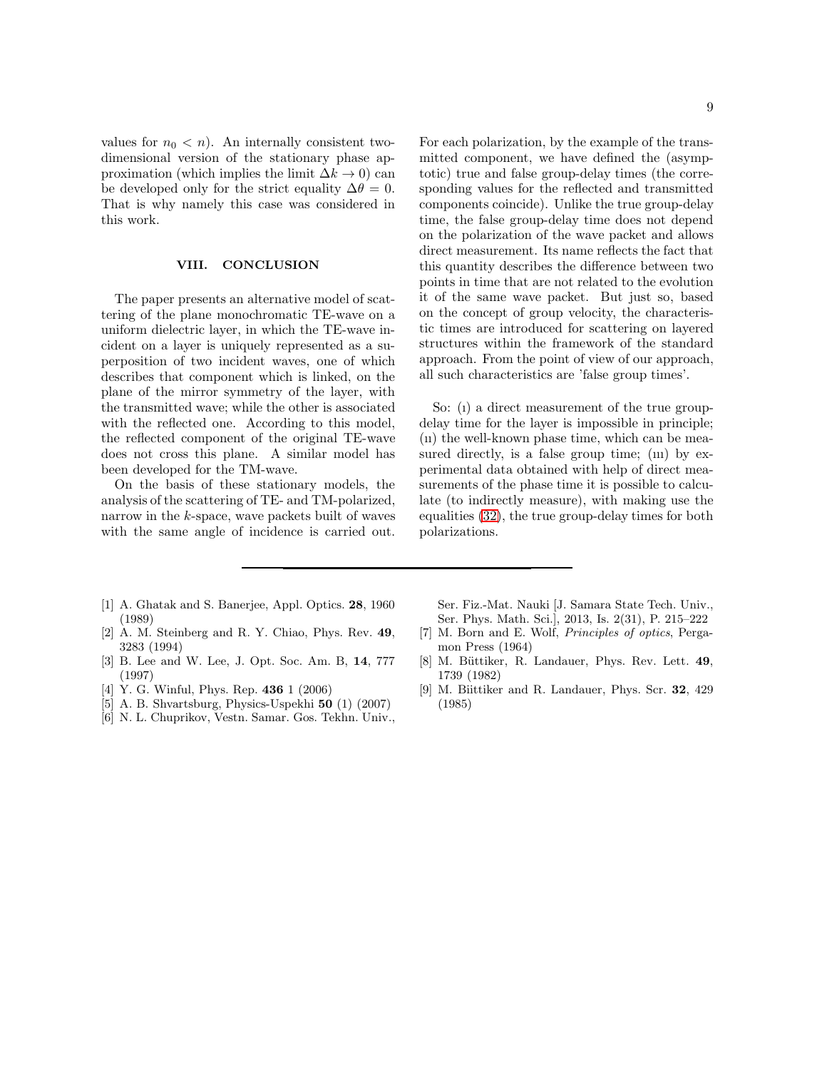values for $n_0 < n$). An internally consistent two-dimensional version of the stationary phase approximation (which implies the limit $\Delta k \to 0$) can be developed only for the strict equality $\Delta\theta = 0$. That is why namely this case was considered in this work.

## VIII. CONCLUSION

The paper presents an alternative model of scattering of the plane monochromatic TE-wave on a uniform dielectric layer, in which the TE-wave incident on a layer is uniquely represented as a superposition of two incident waves, one of which describes that component which is linked, on the plane of the mirror symmetry of the layer, with the transmitted wave; while the other is associated with the reflected one. According to this model, the reflected component of the original TE-wave does not cross this plane. A similar model has been developed for the TM-wave.

On the basis of these stationary models, the analysis of the scattering of TE- and TM-polarized, narrow in the $k$-space, wave packets built of waves with the same angle of incidence is carried out. For each polarization, by the example of the transmitted component, we have defined the (asymptotic) true and false group-delay times (the corresponding values for the reflected and transmitted components coincide). Unlike the true group-delay time, the false group-delay time does not depend on the polarization of the wave packet and allows direct measurement. Its name reflects the fact that this quantity describes the difference between two points in time that are not related to the evolution it of the same wave packet. But just so, based on the concept of group velocity, the characteristic times are introduced for scattering on layered structures within the framework of the standard approach. From the point of view of our approach, all such characteristics are 'false group times'.

So: (i) a direct measurement of the true group-delay time for the layer is impossible in principle; (ii) the well-known phase time, which can be measured directly, is a false group time; (iii) by experimental data obtained with help of direct measurements of the phase time it is possible to calculate (to indirectly measure), with making use the equalities (32), the true group-delay times for both polarizations.

---

- [1] A. Ghatak and S. Banerjee, Appl. Optics. **28**, 1960 (1989)
- [2] A. M. Steinberg and R. Y. Chiao, Phys. Rev. **49**, 3283 (1994)
- [3] B. Lee and W. Lee, J. Opt. Soc. Am. B, **14**, 777 (1997)
- [4] Y. G. Winful, Phys. Rep. **436** 1 (2006)
- [5] A. B. Shvartsburg, Physics-Uspekhi **50** (1) (2007)
- [6] N. L. Chuprikov, Vestn. Samar. Gos. Tekhn. Univ., Ser. Fiz.-Mat. Nauki [J. Samara State Tech. Univ., Ser. Phys. Math. Sci.], 2013, Is. 2(31), P. 215–222
- [7] M. Born and E. Wolf, *Principles of optics*, Pergamon Press (1964)
- [8] M. Büttiker, R. Landauer, Phys. Rev. Lett. **49**, 1739 (1982)
- [9] M. Biittiker and R. Landauer, Phys. Scr. **32**, 429 (1985)